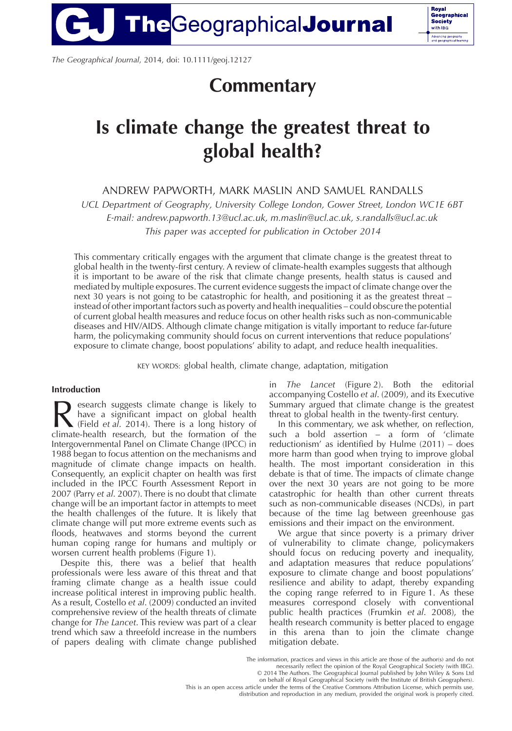# Commentary

# Is climate change the greatest threat to global health?

ANDREW PAPWORTH, MARK MASLIN AND SAMUEL RANDALLS

*UCL Department of Geography, University College London, Gower Street, London WC1E 6BT*
*E-mail: andrew.papworth.13@ucl.ac.uk, m.maslin@ucl.ac.uk, s.randalls@ucl.ac.uk*
*This paper was accepted for publication in October 2014*

This commentary critically engages with the argument that climate change is the greatest threat to global health in the twenty-first century. A review of climate-health examples suggests that although it is important to be aware of the risk that climate change presents, health status is caused and mediated by multiple exposures. The current evidence suggests the impact of climate change over the next 30 years is not going to be catastrophic for health, and positioning it as the greatest threat – instead of other important factors such as poverty and health inequalities – could obscure the potential of current global health measures and reduce focus on other health risks such as non-communicable diseases and HIV/AIDS. Although climate change mitigation is vitally important to reduce far-future harm, the policymaking community should focus on current interventions that reduce populations' exposure to climate change, boost populations' ability to adapt, and reduce health inequalities.

KEY WORDS: global health, climate change, adaptation, mitigation

## Introduction

Research suggests climate change is likely to have a significant impact on global health (Field *et al*. 2014). There is a long history of climate-health research, but the formation of the Intergovernmental Panel on Climate Change (IPCC) in 1988 began to focus attention on the mechanisms and magnitude of climate change impacts on health. Consequently, an explicit chapter on health was first included in the IPCC Fourth Assessment Report in 2007 (Parry *et al*. 2007). There is no doubt that climate change will be an important factor in attempts to meet the health challenges of the future. It is likely that climate change will put more extreme events such as floods, heatwaves and storms beyond the current human coping range for humans and multiply or worsen current health problems (Figure 1).

Despite this, there was a belief that health professionals were less aware of this threat and that framing climate change as a health issue could increase political interest in improving public health. As a result, Costello *et al*. (2009) conducted an invited comprehensive review of the health threats of climate change for *The Lancet*. This review was part of a clear trend which saw a threefold increase in the numbers of papers dealing with climate change published in *The Lancet* (Figure 2). Both the editorial accompanying Costello *et al*. (2009), and its Executive Summary argued that climate change is the greatest threat to global health in the twenty-first century.

In this commentary, we ask whether, on reflection, such a bold assertion – a form of 'climate reductionism' as identified by Hulme (2011) – does more harm than good when trying to improve global health. The most important consideration in this debate is that of time. The impacts of climate change over the next 30 years are not going to be more catastrophic for health than other current threats such as non-communicable diseases (NCDs), in part because of the time lag between greenhouse gas emissions and their impact on the environment.

We argue that since poverty is a primary driver of vulnerability to climate change, policymakers should focus on reducing poverty and inequality, and adaptation measures that reduce populations' exposure to climate change and boost populations' resilience and ability to adapt, thereby expanding the coping range referred to in Figure 1. As these measures correspond closely with conventional public health practices (Frumkin *et al*. 2008), the health research community is better placed to engage in this arena than to join the climate change mitigation debate.

The information, practices and views in this article are those of the author(s) and do not necessarily reflect the opinion of the Royal Geographical Society (with IBG).
© 2014 The Authors. The Geographical Journal published by John Wiley & Sons Ltd on behalf of Royal Geographical Society (with the Institute of British Geographers).
This is an open access article under the terms of the Creative Commons Attribution License, which permits use, distribution and reproduction in any medium, provided the original work is properly cited.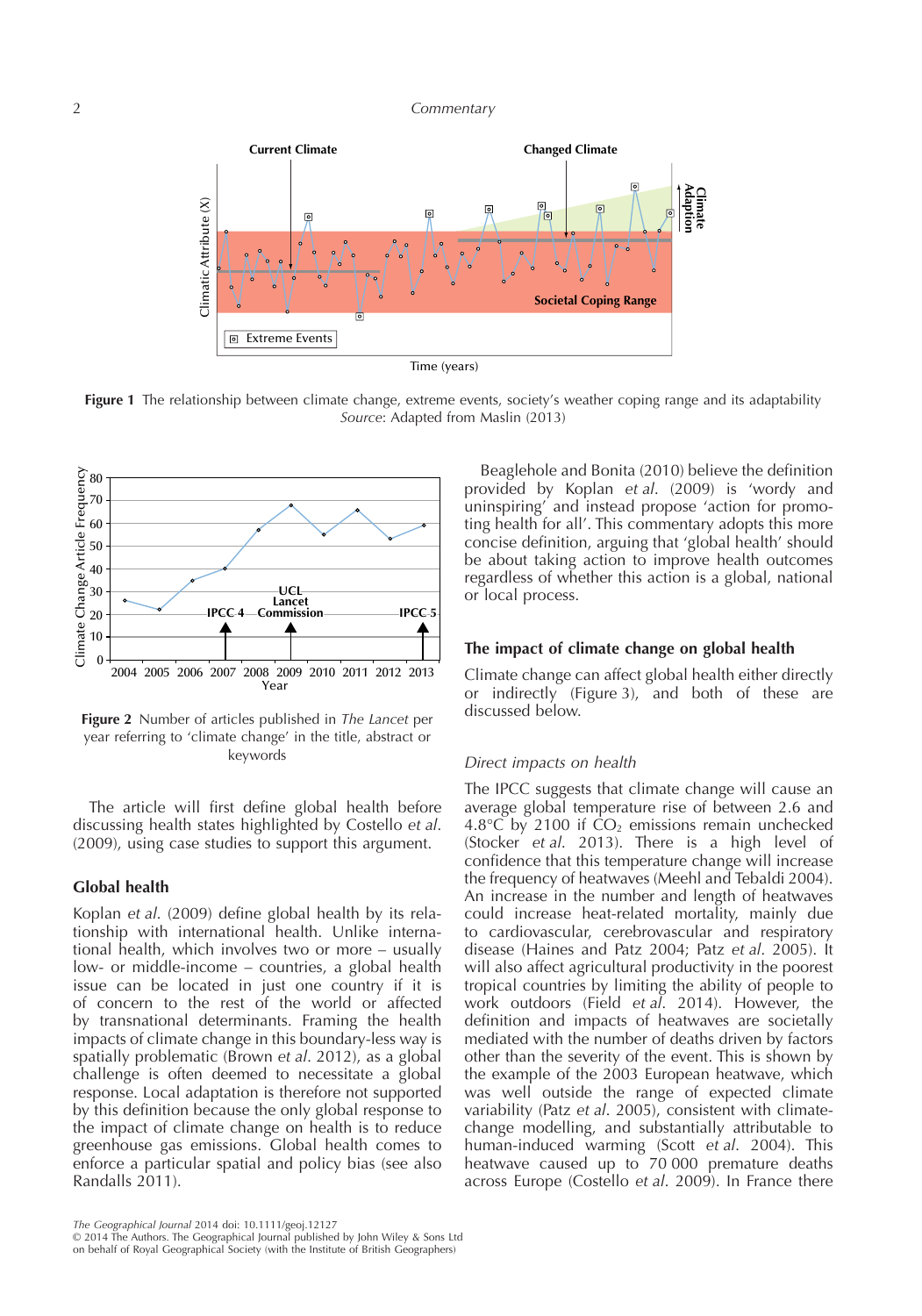**Figure 1** The relationship between climate change, extreme events, society's weather coping range and its adaptability
*Source*: Adapted from Maslin (2013)

**Figure 2** Number of articles published in *The Lancet* per year referring to 'climate change' in the title, abstract or keywords

The article will first define global health before discussing health states highlighted by Costello *et al*. (2009), using case studies to support this argument.

## Global health

Koplan *et al*. (2009) define global health by its relationship with international health. Unlike international health, which involves two or more – usually low- or middle-income – countries, a global health issue can be located in just one country if it is of concern to the rest of the world or affected by transnational determinants. Framing the health impacts of climate change in this boundary-less way is spatially problematic (Brown *et al*. 2012), as a global challenge is often deemed to necessitate a global response. Local adaptation is therefore not supported by this definition because the only global response to the impact of climate change on health is to reduce greenhouse gas emissions. Global health comes to enforce a particular spatial and policy bias (see also Randalls 2011).

Beaglehole and Bonita (2010) believe the definition provided by Koplan *et al*. (2009) is 'wordy and uninspiring' and instead propose 'action for promoting health for all'. This commentary adopts this more concise definition, arguing that 'global health' should be about taking action to improve health outcomes regardless of whether this action is a global, national or local process.

## The impact of climate change on global health

Climate change can affect global health either directly or indirectly (Figure 3), and both of these are discussed below.

### *Direct impacts on health*

The IPCC suggests that climate change will cause an average global temperature rise of between 2.6 and 4.8°C by 2100 if $CO_2$ emissions remain unchecked (Stocker *et al*. 2013). There is a high level of confidence that this temperature change will increase the frequency of heatwaves (Meehl and Tebaldi 2004). An increase in the number and length of heatwaves could increase heat-related mortality, mainly due to cardiovascular, cerebrovascular and respiratory disease (Haines and Patz 2004; Patz *et al*. 2005). It will also affect agricultural productivity in the poorest tropical countries by limiting the ability of people to work outdoors (Field *et al*. 2014). However, the definition and impacts of heatwaves are societally mediated with the number of deaths driven by factors other than the severity of the event. This is shown by the example of the 2003 European heatwave, which was well outside the range of expected climate variability (Patz *et al*. 2005), consistent with climate-change modelling, and substantially attributable to human-induced warming (Scott *et al*. 2004). This heatwave caused up to 70 000 premature deaths across Europe (Costello *et al*. 2009). In France there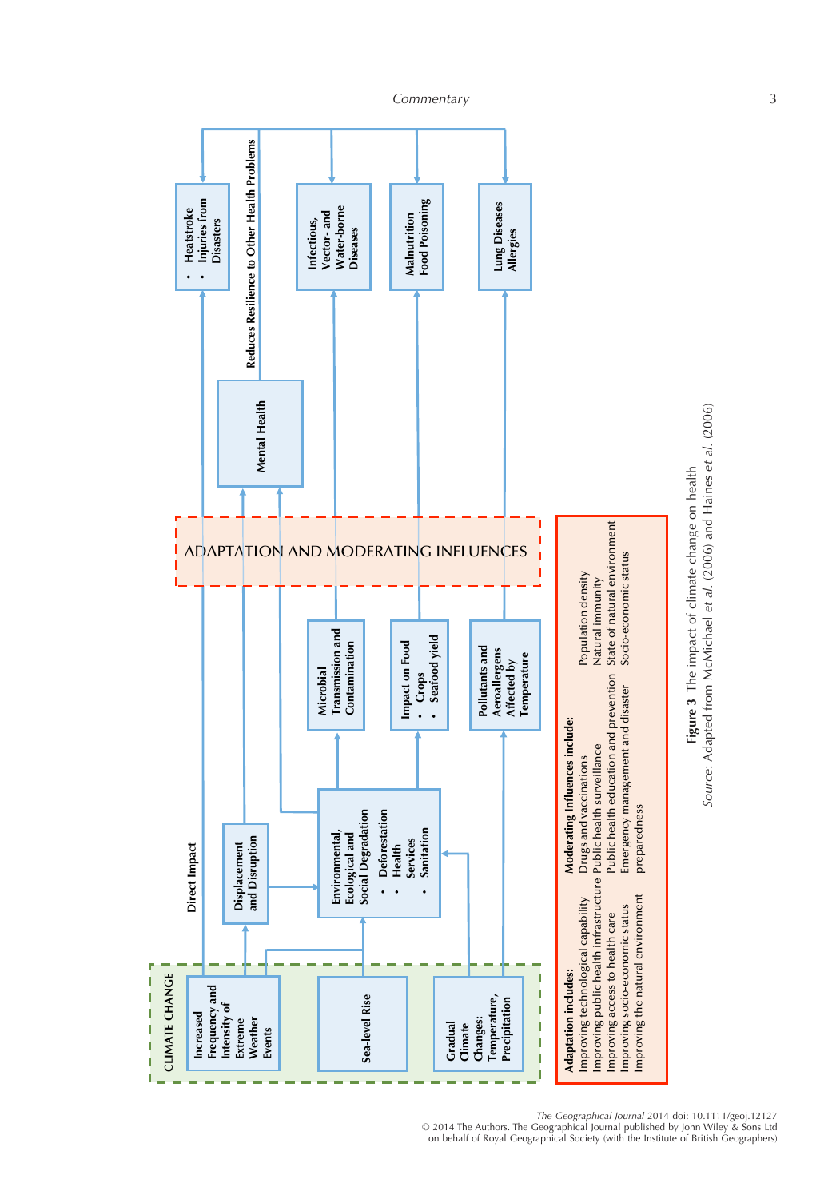CLIMATE CHANGE

- Increased Frequency and Intensity of Extreme Weather Events
- Sea-level Rise
- Gradual Climate Changes: Temperature, Precipitation

Direct Impact

Displacement and Disruption

Environmental, Ecological and Social Degradation
- Deforestation
- Health Services
- Sanitation

Microbial Transmission and Contamination

Impact on Food
- Crops
- Seafood yield

Pollutants and Aeroallergens Affected by Temperature

ADAPTATION AND MODERATING INFLUENCES

Mental Health

Reduces Resilience to Other Health Problems

- Heatstroke
- Injuries from Disasters

Infectious, Vector- and Water-borne Diseases

Malnutrition
Food Poisoning

Lung Diseases
Allergies

**Adaptation includes:**
Improving technological capability
Improving public health infrastructure
Improving access to health care
Improving socio-economic status
Improving the natural environment

**Moderating Influences include:**
Drugs and vaccinations
Public health surveillance
Public health education and prevention
Emergency management and disaster preparedness
Population density
Natural immunity
State of natural environment
Socio-economic status

**Figure 3** The impact of climate change on health
*Source:* Adapted from McMichael *et al.* (2006) and Haines *et al.* (2006)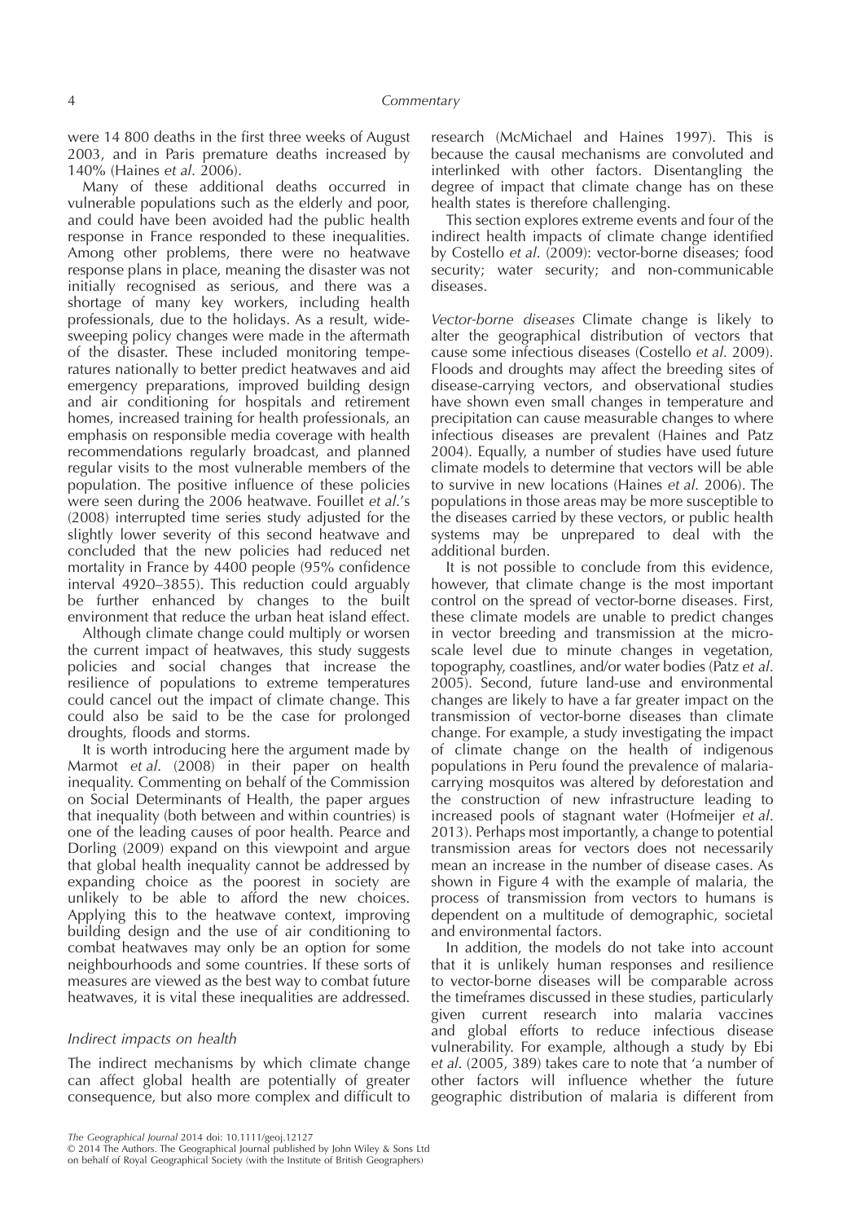were 14 800 deaths in the first three weeks of August 2003, and in Paris premature deaths increased by 140% (Haines *et al*. 2006).

Many of these additional deaths occurred in vulnerable populations such as the elderly and poor, and could have been avoided had the public health response in France responded to these inequalities. Among other problems, there were no heatwave response plans in place, meaning the disaster was not initially recognised as serious, and there was a shortage of many key workers, including health professionals, due to the holidays. As a result, wide-sweeping policy changes were made in the aftermath of the disaster. These included monitoring temperatures nationally to better predict heatwaves and aid emergency preparations, improved building design and air conditioning for hospitals and retirement homes, increased training for health professionals, an emphasis on responsible media coverage with health recommendations regularly broadcast, and planned regular visits to the most vulnerable members of the population. The positive influence of these policies were seen during the 2006 heatwave. Fouillet *et al*.'s (2008) interrupted time series study adjusted for the slightly lower severity of this second heatwave and concluded that the new policies had reduced net mortality in France by 4400 people (95% confidence interval 4920–3855). This reduction could arguably be further enhanced by changes to the built environment that reduce the urban heat island effect.

Although climate change could multiply or worsen the current impact of heatwaves, this study suggests policies and social changes that increase the resilience of populations to extreme temperatures could cancel out the impact of climate change. This could also be said to be the case for prolonged droughts, floods and storms.

It is worth introducing here the argument made by Marmot *et al*. (2008) in their paper on health inequality. Commenting on behalf of the Commission on Social Determinants of Health, the paper argues that inequality (both between and within countries) is one of the leading causes of poor health. Pearce and Dorling (2009) expand on this viewpoint and argue that global health inequality cannot be addressed by expanding choice as the poorest in society are unlikely to be able to afford the new choices. Applying this to the heatwave context, improving building design and the use of air conditioning to combat heatwaves may only be an option for some neighbourhoods and some countries. If these sorts of measures are viewed as the best way to combat future heatwaves, it is vital these inequalities are addressed.

### *Indirect impacts on health*

The indirect mechanisms by which climate change can affect global health are potentially of greater consequence, but also more complex and difficult to research (McMichael and Haines 1997). This is because the causal mechanisms are convoluted and interlinked with other factors. Disentangling the degree of impact that climate change has on these health states is therefore challenging.

This section explores extreme events and four of the indirect health impacts of climate change identified by Costello *et al*. (2009): vector-borne diseases; food security; water security; and non-communicable diseases.

*Vector-borne diseases* Climate change is likely to alter the geographical distribution of vectors that cause some infectious diseases (Costello *et al*. 2009). Floods and droughts may affect the breeding sites of disease-carrying vectors, and observational studies have shown even small changes in temperature and precipitation can cause measurable changes to where infectious diseases are prevalent (Haines and Patz 2004). Equally, a number of studies have used future climate models to determine that vectors will be able to survive in new locations (Haines *et al*. 2006). The populations in those areas may be more susceptible to the diseases carried by these vectors, or public health systems may be unprepared to deal with the additional burden.

It is not possible to conclude from this evidence, however, that climate change is the most important control on the spread of vector-borne diseases. First, these climate models are unable to predict changes in vector breeding and transmission at the micro-scale level due to minute changes in vegetation, topography, coastlines, and/or water bodies (Patz *et al*. 2005). Second, future land-use and environmental changes are likely to have a far greater impact on the transmission of vector-borne diseases than climate change. For example, a study investigating the impact of climate change on the health of indigenous populations in Peru found the prevalence of malaria-carrying mosquitos was altered by deforestation and the construction of new infrastructure leading to increased pools of stagnant water (Hofmeijer *et al*. 2013). Perhaps most importantly, a change to potential transmission areas for vectors does not necessarily mean an increase in the number of disease cases. As shown in Figure 4 with the example of malaria, the process of transmission from vectors to humans is dependent on a multitude of demographic, societal and environmental factors.

In addition, the models do not take into account that it is unlikely human responses and resilience to vector-borne diseases will be comparable across the timeframes discussed in these studies, particularly given current research into malaria vaccines and global efforts to reduce infectious disease vulnerability. For example, although a study by Ebi *et al*. (2005, 389) takes care to note that 'a number of other factors will influence whether the future geographic distribution of malaria is different from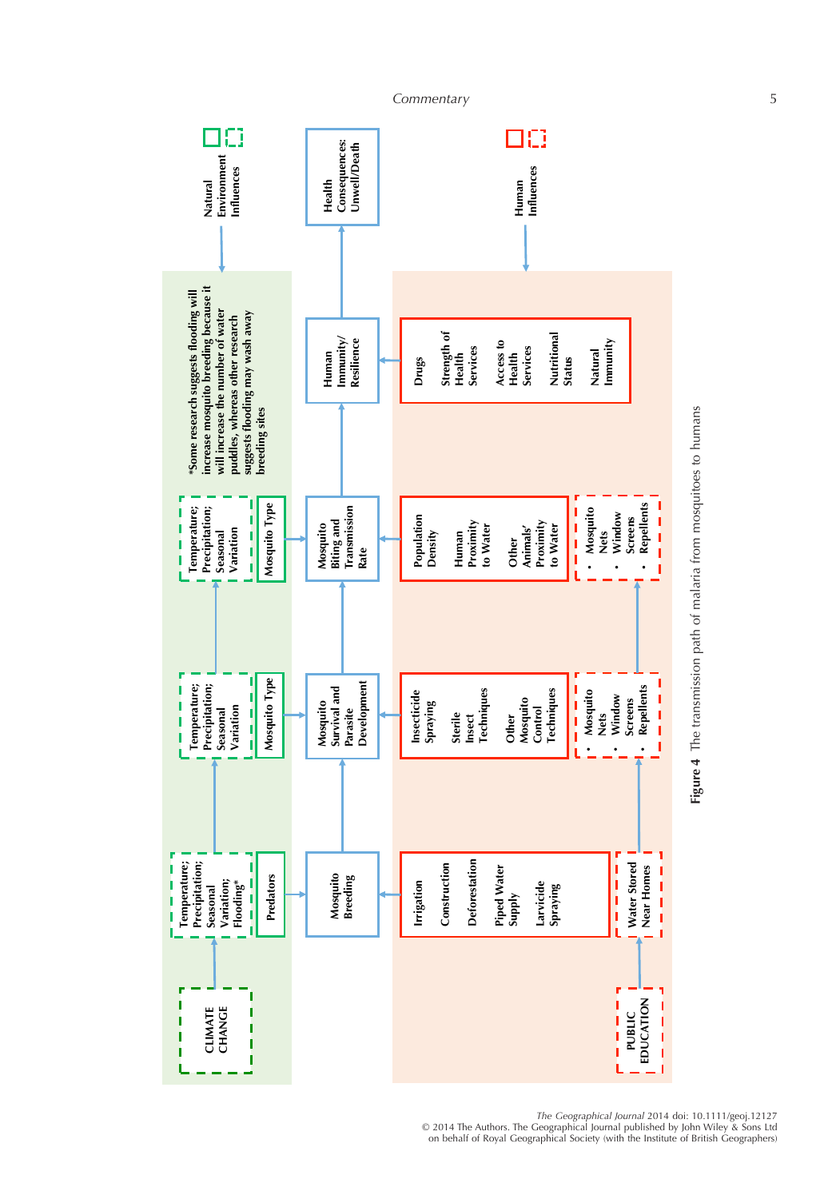Natural Environment Influences

Human Influences

CLIMATE CHANGE

Temperature; Precipitation; Seasonal Variation; Flooding*

Predators

Mosquito Breeding

- Irrigation
- Construction
- Deforestation
- Piped Water Supply
- Larvicide Spraying

Water Stored Near Homes

PUBLIC EDUCATION

Temperature; Precipitation; Seasonal Variation

Mosquito Type

Mosquito Survival and Parasite Development

- Insecticide Spraying
- Sterile Insect Techniques
- Other Mosquito Control Techniques

- Mosquito Nets
- Window Screens
- Repellents

Temperature; Precipitation; Seasonal Variation

Mosquito Type

Mosquito Biting and Transmission Rate

- Population Density
- Human Proximity to Water
- Other Animals' Proximity to Water

- Mosquito Nets
- Window Screens
- Repellents

*Some research suggests flooding will increase mosquito breeding because it will increase the number of water puddles, whereas other research suggests flooding may wash away breeding sites

Human Immunity/ Resilience

- Drugs
- Strength of Health Services
- Access to Health Services
- Nutritional Status
- Natural Immunity

Health Consequences: Unwell/Death

**Figure 4** The transmission path of malaria from mosquitoes to humans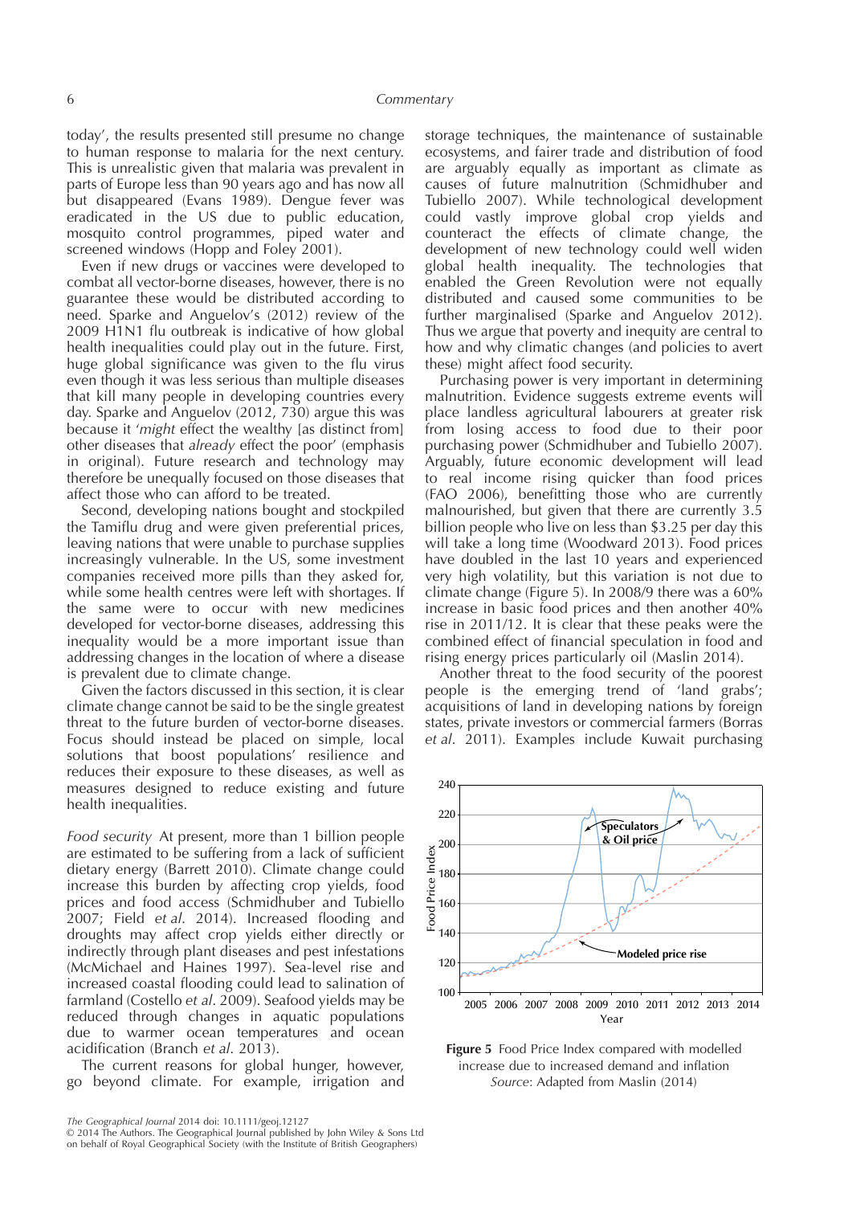today', the results presented still presume no change to human response to malaria for the next century. This is unrealistic given that malaria was prevalent in parts of Europe less than 90 years ago and has now all but disappeared (Evans 1989). Dengue fever was eradicated in the US due to public education, mosquito control programmes, piped water and screened windows (Hopp and Foley 2001).

Even if new drugs or vaccines were developed to combat all vector-borne diseases, however, there is no guarantee these would be distributed according to need. Sparke and Anguelov's (2012) review of the 2009 H1N1 flu outbreak is indicative of how global health inequalities could play out in the future. First, huge global significance was given to the flu virus even though it was less serious than multiple diseases that kill many people in developing countries every day. Sparke and Anguelov (2012, 730) argue this was because it '*might* effect the wealthy [as distinct from] other diseases that *already* effect the poor' (emphasis in original). Future research and technology may therefore be unequally focused on those diseases that affect those who can afford to be treated.

Second, developing nations bought and stockpiled the Tamiflu drug and were given preferential prices, leaving nations that were unable to purchase supplies increasingly vulnerable. In the US, some investment companies received more pills than they asked for, while some health centres were left with shortages. If the same were to occur with new medicines developed for vector-borne diseases, addressing this inequality would be a more important issue than addressing changes in the location of where a disease is prevalent due to climate change.

Given the factors discussed in this section, it is clear climate change cannot be said to be the single greatest threat to the future burden of vector-borne diseases. Focus should instead be placed on simple, local solutions that boost populations' resilience and reduces their exposure to these diseases, as well as measures designed to reduce existing and future health inequalities.

*Food security* At present, more than 1 billion people are estimated to be suffering from a lack of sufficient dietary energy (Barrett 2010). Climate change could increase this burden by affecting crop yields, food prices and food access (Schmidhuber and Tubiello 2007; Field *et al.* 2014). Increased flooding and droughts may affect crop yields either directly or indirectly through plant diseases and pest infestations (McMichael and Haines 1997). Sea-level rise and increased coastal flooding could lead to salination of farmland (Costello *et al.* 2009). Seafood yields may be reduced through changes in aquatic populations due to warmer ocean temperatures and ocean acidification (Branch *et al.* 2013).

The current reasons for global hunger, however, go beyond climate. For example, irrigation and storage techniques, the maintenance of sustainable ecosystems, and fairer trade and distribution of food are arguably equally as important as climate as causes of future malnutrition (Schmidhuber and Tubiello 2007). While technological development could vastly improve global crop yields and counteract the effects of climate change, the development of new technology could well widen global health inequality. The technologies that enabled the Green Revolution were not equally distributed and caused some communities to be further marginalised (Sparke and Anguelov 2012). Thus we argue that poverty and inequity are central to how and why climatic changes (and policies to avert these) might affect food security.

Purchasing power is very important in determining malnutrition. Evidence suggests extreme events will place landless agricultural labourers at greater risk from losing access to food due to their poor purchasing power (Schmidhuber and Tubiello 2007). Arguably, future economic development will lead to real income rising quicker than food prices (FAO 2006), benefitting those who are currently malnourished, but given that there are currently 3.5 billion people who live on less than \$3.25 per day this will take a long time (Woodward 2013). Food prices have doubled in the last 10 years and experienced very high volatility, but this variation is not due to climate change (Figure 5). In 2008/9 there was a 60% increase in basic food prices and then another 40% rise in 2011/12. It is clear that these peaks were the combined effect of financial speculation in food and rising energy prices particularly oil (Maslin 2014).

Another threat to the food security of the poorest people is the emerging trend of 'land grabs'; acquisitions of land in developing nations by foreign states, private investors or commercial farmers (Borras *et al.* 2011). Examples include Kuwait purchasing

**Figure 5** Food Price Index compared with modelled increase due to increased demand and inflation
*Source*: Adapted from Maslin (2014)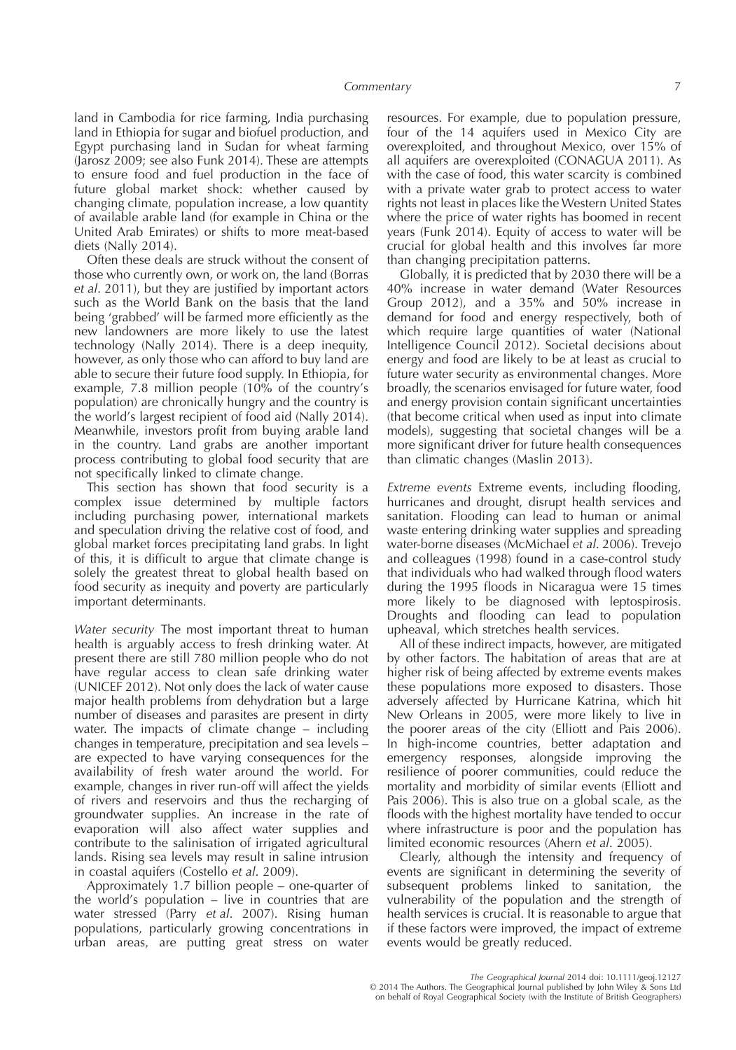land in Cambodia for rice farming, India purchasing land in Ethiopia for sugar and biofuel production, and Egypt purchasing land in Sudan for wheat farming (Jarosz 2009; see also Funk 2014). These are attempts to ensure food and fuel production in the face of future global market shock: whether caused by changing climate, population increase, a low quantity of available arable land (for example in China or the United Arab Emirates) or shifts to more meat-based diets (Nally 2014).

Often these deals are struck without the consent of those who currently own, or work on, the land (Borras *et al*. 2011), but they are justified by important actors such as the World Bank on the basis that the land being 'grabbed' will be farmed more efficiently as the new landowners are more likely to use the latest technology (Nally 2014). There is a deep inequity, however, as only those who can afford to buy land are able to secure their future food supply. In Ethiopia, for example, 7.8 million people (10% of the country's population) are chronically hungry and the country is the world's largest recipient of food aid (Nally 2014). Meanwhile, investors profit from buying arable land in the country. Land grabs are another important process contributing to global food security that are not specifically linked to climate change.

This section has shown that food security is a complex issue determined by multiple factors including purchasing power, international markets and speculation driving the relative cost of food, and global market forces precipitating land grabs. In light of this, it is difficult to argue that climate change is solely the greatest threat to global health based on food security as inequity and poverty are particularly important determinants.

*Water security* The most important threat to human health is arguably access to fresh drinking water. At present there are still 780 million people who do not have regular access to clean safe drinking water (UNICEF 2012). Not only does the lack of water cause major health problems from dehydration but a large number of diseases and parasites are present in dirty water. The impacts of climate change – including changes in temperature, precipitation and sea levels – are expected to have varying consequences for the availability of fresh water around the world. For example, changes in river run-off will affect the yields of rivers and reservoirs and thus the recharging of groundwater supplies. An increase in the rate of evaporation will also affect water supplies and contribute to the salinisation of irrigated agricultural lands. Rising sea levels may result in saline intrusion in coastal aquifers (Costello *et al*. 2009).

Approximately 1.7 billion people – one-quarter of the world's population – live in countries that are water stressed (Parry *et al*. 2007). Rising human populations, particularly growing concentrations in urban areas, are putting great stress on water resources. For example, due to population pressure, four of the 14 aquifers used in Mexico City are overexploited, and throughout Mexico, over 15% of all aquifers are overexploited (CONAGUA 2011). As with the case of food, this water scarcity is combined with a private water grab to protect access to water rights not least in places like the Western United States where the price of water rights has boomed in recent years (Funk 2014). Equity of access to water will be crucial for global health and this involves far more than changing precipitation patterns.

Globally, it is predicted that by 2030 there will be a 40% increase in water demand (Water Resources Group 2012), and a 35% and 50% increase in demand for food and energy respectively, both of which require large quantities of water (National Intelligence Council 2012). Societal decisions about energy and food are likely to be at least as crucial to future water security as environmental changes. More broadly, the scenarios envisaged for future water, food and energy provision contain significant uncertainties (that become critical when used as input into climate models), suggesting that societal changes will be a more significant driver for future health consequences than climatic changes (Maslin 2013).

*Extreme events* Extreme events, including flooding, hurricanes and drought, disrupt health services and sanitation. Flooding can lead to human or animal waste entering drinking water supplies and spreading water-borne diseases (McMichael *et al*. 2006). Trevejo and colleagues (1998) found in a case-control study that individuals who had walked through flood waters during the 1995 floods in Nicaragua were 15 times more likely to be diagnosed with leptospirosis. Droughts and flooding can lead to population upheaval, which stretches health services.

All of these indirect impacts, however, are mitigated by other factors. The habitation of areas that are at higher risk of being affected by extreme events makes these populations more exposed to disasters. Those adversely affected by Hurricane Katrina, which hit New Orleans in 2005, were more likely to live in the poorer areas of the city (Elliott and Pais 2006). In high-income countries, better adaptation and emergency responses, alongside improving the resilience of poorer communities, could reduce the mortality and morbidity of similar events (Elliott and Pais 2006). This is also true on a global scale, as the floods with the highest mortality have tended to occur where infrastructure is poor and the population has limited economic resources (Ahern *et al*. 2005).

Clearly, although the intensity and frequency of events are significant in determining the severity of subsequent problems linked to sanitation, the vulnerability of the population and the strength of health services is crucial. It is reasonable to argue that if these factors were improved, the impact of extreme events would be greatly reduced.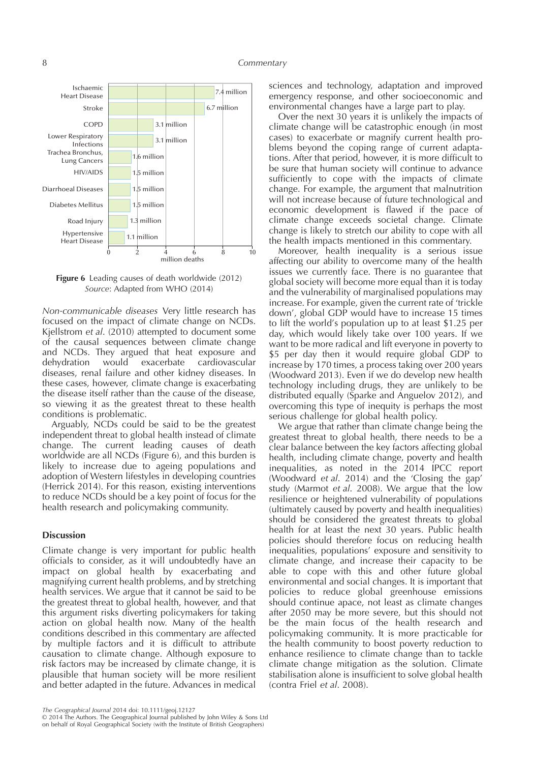| Cause | Deaths |
| --- | --- |
| Ischaemic Heart Disease | 7.4 million |
| Stroke | 6.7 million |
| COPD | 3.1 million |
| Lower Respiratory Infections | 3.1 million |
| Trachea Bronchus, Lung Cancers | 1.6 million |
| HIV/AIDS | 1.5 million |
| Diarrhoeal Diseases | 1.5 million |
| Diabetes Mellitus | 1.5 million |
| Road Injury | 1.3 million |
| Hypertensive Heart Disease | 1.1 million |

**Figure 6** Leading causes of death worldwide (2012)
*Source*: Adapted from WHO (2014)

*Non-communicable diseases* Very little research has focused on the impact of climate change on NCDs. Kjellstrom *et al*. (2010) attempted to document some of the causal sequences between climate change and NCDs. They argued that heat exposure and dehydration would exacerbate cardiovascular diseases, renal failure and other kidney diseases. In these cases, however, climate change is exacerbating the disease itself rather than the cause of the disease, so viewing it as the greatest threat to these health conditions is problematic.

Arguably, NCDs could be said to be the greatest independent threat to global health instead of climate change. The current leading causes of death worldwide are all NCDs (Figure 6), and this burden is likely to increase due to ageing populations and adoption of Western lifestyles in developing countries (Herrick 2014). For this reason, existing interventions to reduce NCDs should be a key point of focus for the health research and policymaking community.

### Discussion

Climate change is very important for public health officials to consider, as it will undoubtedly have an impact on global health by exacerbating and magnifying current health problems, and by stretching health services. We argue that it cannot be said to be the greatest threat to global health, however, and that this argument risks diverting policymakers for taking action on global health now. Many of the health conditions described in this commentary are affected by multiple factors and it is difficult to attribute causation to climate change. Although exposure to risk factors may be increased by climate change, it is plausible that human society will be more resilient and better adapted in the future. Advances in medical sciences and technology, adaptation and improved emergency response, and other socioeconomic and environmental changes have a large part to play.

Over the next 30 years it is unlikely the impacts of climate change will be catastrophic enough (in most cases) to exacerbate or magnify current health problems beyond the coping range of current adaptations. After that period, however, it is more difficult to be sure that human society will continue to advance sufficiently to cope with the impacts of climate change. For example, the argument that malnutrition will not increase because of future technological and economic development is flawed if the pace of climate change exceeds societal change. Climate change is likely to stretch our ability to cope with all the health impacts mentioned in this commentary.

Moreover, health inequality is a serious issue affecting our ability to overcome many of the health issues we currently face. There is no guarantee that global society will become more equal than it is today and the vulnerability of marginalised populations may increase. For example, given the current rate of 'trickle down', global GDP would have to increase 15 times to lift the world's population up to at least $1.25 per day, which would likely take over 100 years. If we want to be more radical and lift everyone in poverty to $5 per day then it would require global GDP to increase by 170 times, a process taking over 200 years (Woodward 2013). Even if we do develop new health technology including drugs, they are unlikely to be distributed equally (Sparke and Anguelov 2012), and overcoming this type of inequity is perhaps the most serious challenge for global health policy.

We argue that rather than climate change being the greatest threat to global health, there needs to be a clear balance between the key factors affecting global health, including climate change, poverty and health inequalities, as noted in the 2014 IPCC report (Woodward *et al*. 2014) and the 'Closing the gap' study (Marmot *et al*. 2008). We argue that the low resilience or heightened vulnerability of populations (ultimately caused by poverty and health inequalities) should be considered the greatest threats to global health for at least the next 30 years. Public health policies should therefore focus on reducing health inequalities, populations' exposure and sensitivity to climate change, and increase their capacity to be able to cope with this and other future global environmental and social changes. It is important that policies to reduce global greenhouse emissions should continue apace, not least as climate changes after 2050 may be more severe, but this should not be the main focus of the health research and policymaking community. It is more practicable for the health community to boost poverty reduction to enhance resilience to climate change than to tackle climate change mitigation as the solution. Climate stabilisation alone is insufficient to solve global health (contra Friel *et al*. 2008).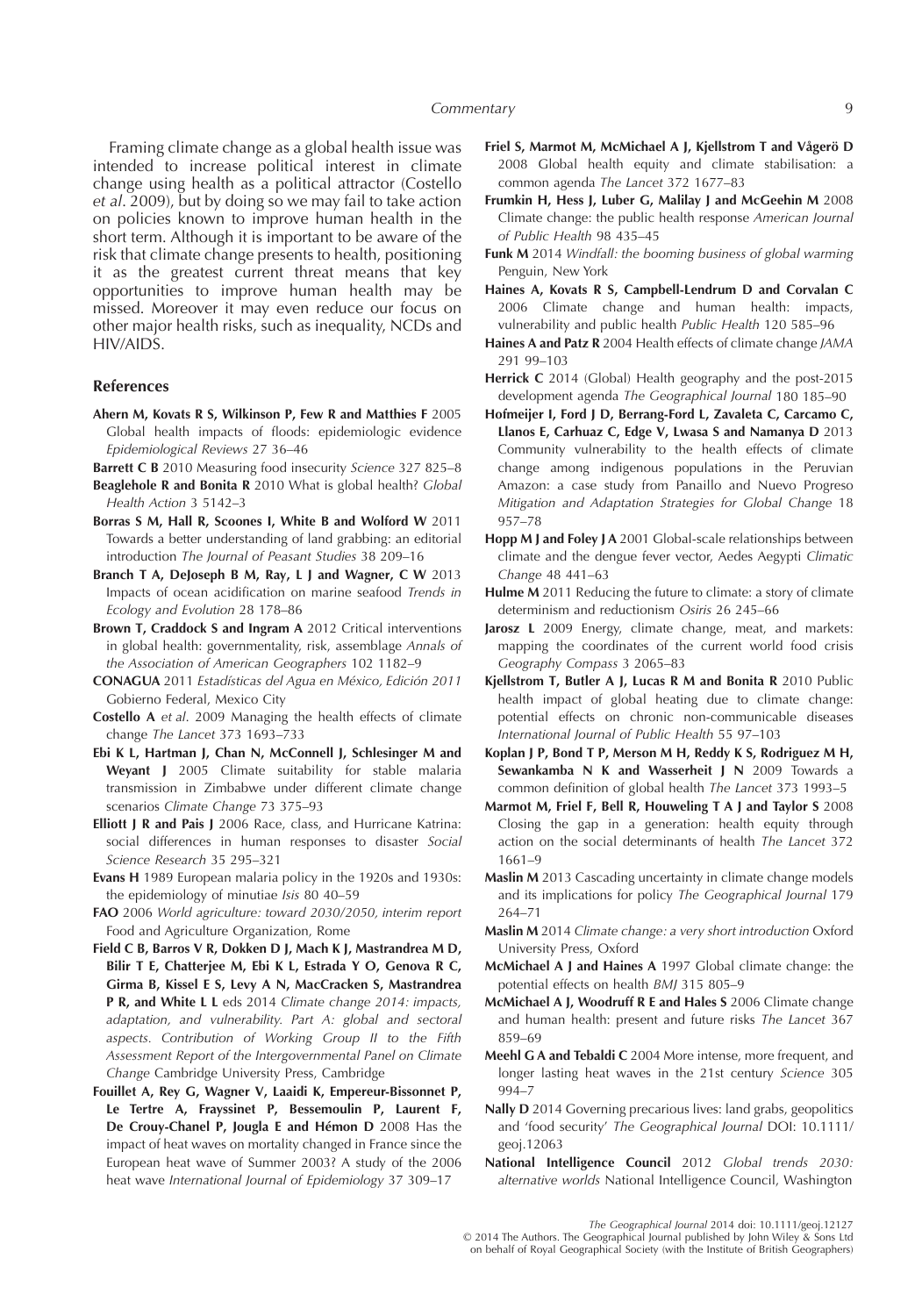Framing climate change as a global health issue was intended to increase political interest in climate change using health as a political attractor (Costello *et al*. 2009), but by doing so we may fail to take action on policies known to improve human health in the short term. Although it is important to be aware of the risk that climate change presents to health, positioning it as the greatest current threat means that key opportunities to improve human health may be missed. Moreover it may even reduce our focus on other major health risks, such as inequality, NCDs and HIV/AIDS.

## References

**Ahern M, Kovats R S, Wilkinson P, Few R and Matthies F** 2005 Global health impacts of floods: epidemiologic evidence *Epidemiological Reviews* 27 36–46

**Barrett C B** 2010 Measuring food insecurity *Science* 327 825–8

**Beaglehole R and Bonita R** 2010 What is global health? *Global Health Action* 3 5142–3

**Borras S M, Hall R, Scoones I, White B and Wolford W** 2011 Towards a better understanding of land grabbing: an editorial introduction *The Journal of Peasant Studies* 38 209–16

**Branch T A, DeJoseph B M, Ray, L J and Wagner, C W** 2013 Impacts of ocean acidification on marine seafood *Trends in Ecology and Evolution* 28 178–86

**Brown T, Craddock S and Ingram A** 2012 Critical interventions in global health: governmentality, risk, assemblage *Annals of the Association of American Geographers* 102 1182–9

**CONAGUA** 2011 *Estadísticas del Agua en México, Edición 2011* Gobierno Federal, Mexico City

**Costello A** *et al*. 2009 Managing the health effects of climate change *The Lancet* 373 1693–733

**Ebi K L, Hartman J, Chan N, McConnell J, Schlesinger M and Weyant J** 2005 Climate suitability for stable malaria transmission in Zimbabwe under different climate change scenarios *Climate Change* 73 375–93

**Elliott J R and Pais J** 2006 Race, class, and Hurricane Katrina: social differences in human responses to disaster *Social Science Research* 35 295–321

**Evans H** 1989 European malaria policy in the 1920s and 1930s: the epidemiology of minutiae *Isis* 80 40–59

**FAO** 2006 *World agriculture: toward 2030/2050, interim report* Food and Agriculture Organization, Rome

**Field C B, Barros V R, Dokken D J, Mach K J, Mastrandrea M D, Bilir T E, Chatterjee M, Ebi K L, Estrada Y O, Genova R C, Girma B, Kissel E S, Levy A N, MacCracken S, Mastrandrea P R, and White L L** eds 2014 *Climate change 2014: impacts, adaptation, and vulnerability. Part A: global and sectoral aspects. Contribution of Working Group II to the Fifth Assessment Report of the Intergovernmental Panel on Climate Change* Cambridge University Press, Cambridge

**Fouillet A, Rey G, Wagner V, Laaidi K, Empereur-Bissonnet P, Le Tertre A, Frayssinet P, Bessemoulin P, Laurent F, De Crouy-Chanel P, Jougla E and Hémon D** 2008 Has the impact of heat waves on mortality changed in France since the European heat wave of Summer 2003? A study of the 2006 heat wave *International Journal of Epidemiology* 37 309–17

**Friel S, Marmot M, McMichael A J, Kjellstrom T and Vågerö D** 2008 Global health equity and climate stabilisation: a common agenda *The Lancet* 372 1677–83

**Frumkin H, Hess J, Luber G, Malilay J and McGeehin M** 2008 Climate change: the public health response *American Journal of Public Health* 98 435–45

**Funk M** 2014 *Windfall: the booming business of global warming* Penguin, New York

**Haines A, Kovats R S, Campbell-Lendrum D and Corvalan C** 2006 Climate change and human health: impacts, vulnerability and public health *Public Health* 120 585–96

**Haines A and Patz R** 2004 Health effects of climate change *JAMA* 291 99–103

**Herrick C** 2014 (Global) Health geography and the post-2015 development agenda *The Geographical Journal* 180 185–90

**Hofmeijer I, Ford J D, Berrang-Ford L, Zavaleta C, Carcamo C, Llanos E, Carhuaz C, Edge V, Lwasa S and Namanya D** 2013 Community vulnerability to the health effects of climate change among indigenous populations in the Peruvian Amazon: a case study from Panaillo and Nuevo Progreso *Mitigation and Adaptation Strategies for Global Change* 18 957–78

**Hopp M J and Foley J A** 2001 Global-scale relationships between climate and the dengue fever vector, Aedes Aegypti *Climatic Change* 48 441–63

**Hulme M** 2011 Reducing the future to climate: a story of climate determinism and reductionism *Osiris* 26 245–66

**Jarosz L** 2009 Energy, climate change, meat, and markets: mapping the coordinates of the current world food crisis *Geography Compass* 3 2065–83

**Kjellstrom T, Butler A J, Lucas R M and Bonita R** 2010 Public health impact of global heating due to climate change: potential effects on chronic non-communicable diseases *International Journal of Public Health* 55 97–103

**Koplan J P, Bond T P, Merson M H, Reddy K S, Rodriguez M H, Sewankamba N K and Wasserheit J N** 2009 Towards a common definition of global health *The Lancet* 373 1993–5

**Marmot M, Friel F, Bell R, Houweling T A J and Taylor S** 2008 Closing the gap in a generation: health equity through action on the social determinants of health *The Lancet* 372 1661–9

**Maslin M** 2013 Cascading uncertainty in climate change models and its implications for policy *The Geographical Journal* 179 264–71

**Maslin M** 2014 *Climate change: a very short introduction* Oxford University Press, Oxford

**McMichael A J and Haines A** 1997 Global climate change: the potential effects on health *BMJ* 315 805–9

**McMichael A J, Woodruff R E and Hales S** 2006 Climate change and human health: present and future risks *The Lancet* 367 859–69

**Meehl G A and Tebaldi C** 2004 More intense, more frequent, and longer lasting heat waves in the 21st century *Science* 305 994–7

**Nally D** 2014 Governing precarious lives: land grabs, geopolitics and 'food security' *The Geographical Journal* DOI: 10.1111/geoj.12063

**National Intelligence Council** 2012 *Global trends 2030: alternative worlds* National Intelligence Council, Washington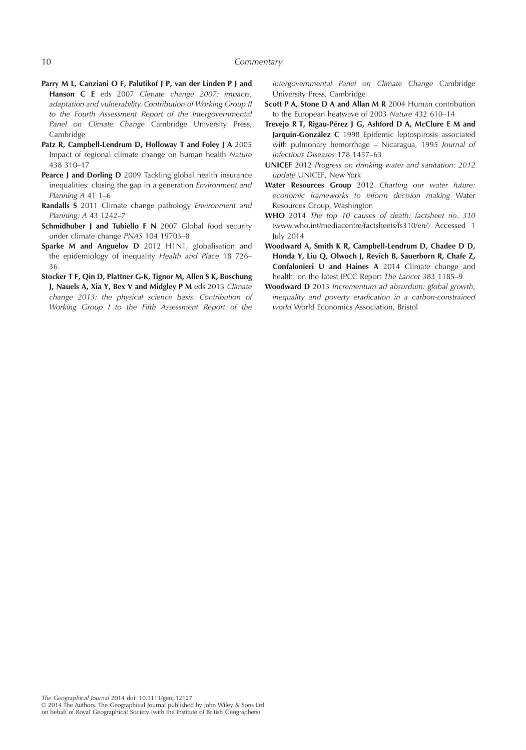**Parry M L, Canziani O F, Palutikof J P, van der Linden P J and Hanson C E** eds 2007 *Climate change 2007: impacts, adaptation and vulnerability. Contribution of Working Group II to the Fourth Assessment Report of the Intergovernmental Panel on Climate Change* Cambridge University Press, Cambridge

**Patz R, Campbell-Lendrum D, Holloway T and Foley J A** 2005 Impact of regional climate change on human health *Nature* 438 310–17

**Pearce J and Dorling D** 2009 Tackling global health insurance inequalities: closing the gap in a generation *Environment and Planning A* 41 1–6

**Randalls S** 2011 Climate change pathology *Environment and Planning: A* 43 1242–7

**Schmidhuber J and Tubiello F N** 2007 Global food security under climate change *PNAS* 104 19703–8

**Sparke M and Anguelov D** 2012 H1N1, globalisation and the epidemiology of inequality *Health and Place* 18 726–36

**Stocker T F, Qin D, Plattner G-K, Tignor M, Allen S K, Boschung J, Nauels A, Xia Y, Bex V and Midgley P M** eds 2013 *Climate change 2013: the physical science basis. Contribution of Working Group I to the Fifth Assessment Report of the Intergovernmental Panel on Climate Change* Cambridge University Press, Cambridge

**Scott P A, Stone D A and Allan M R** 2004 Human contribution to the European heatwave of 2003 *Nature* 432 610–14

**Trevejo R T, Rigau-Pérez J G, Ashford D A, McClure E M and Jarquín-González C** 1998 Epidemic leptospirosis associated with pulmonary hemorrhage – Nicaragua, 1995 *Journal of Infectious Diseases* 178 1457–63

**UNICEF** 2012 *Progress on drinking water and sanitation: 2012 update* UNICEF, New York

**Water Resources Group** 2012 *Charting our water future: economic frameworks to inform decision making* Water Resources Group, Washington

**WHO** 2014 *The top 10 causes of death: factsheet no. 310* (www.who.int/mediacentre/factsheets/fs310/en/) Accessed 1 July 2014

**Woodward A, Smith K R, Campbell-Lendrum D, Chadee D D, Honda Y, Liu Q, Olwoch J, Revich B, Sauerborn R, Chafe Z, Confalonieri U and Haines A** 2014 Climate change and health: on the latest IPCC Report *The Lancet* 383 1185–9

**Woodward D** 2013 *Incrementum ad absurdum: global growth, inequality and poverty eradication in a carbon-constrained world* World Economics Association, Bristol